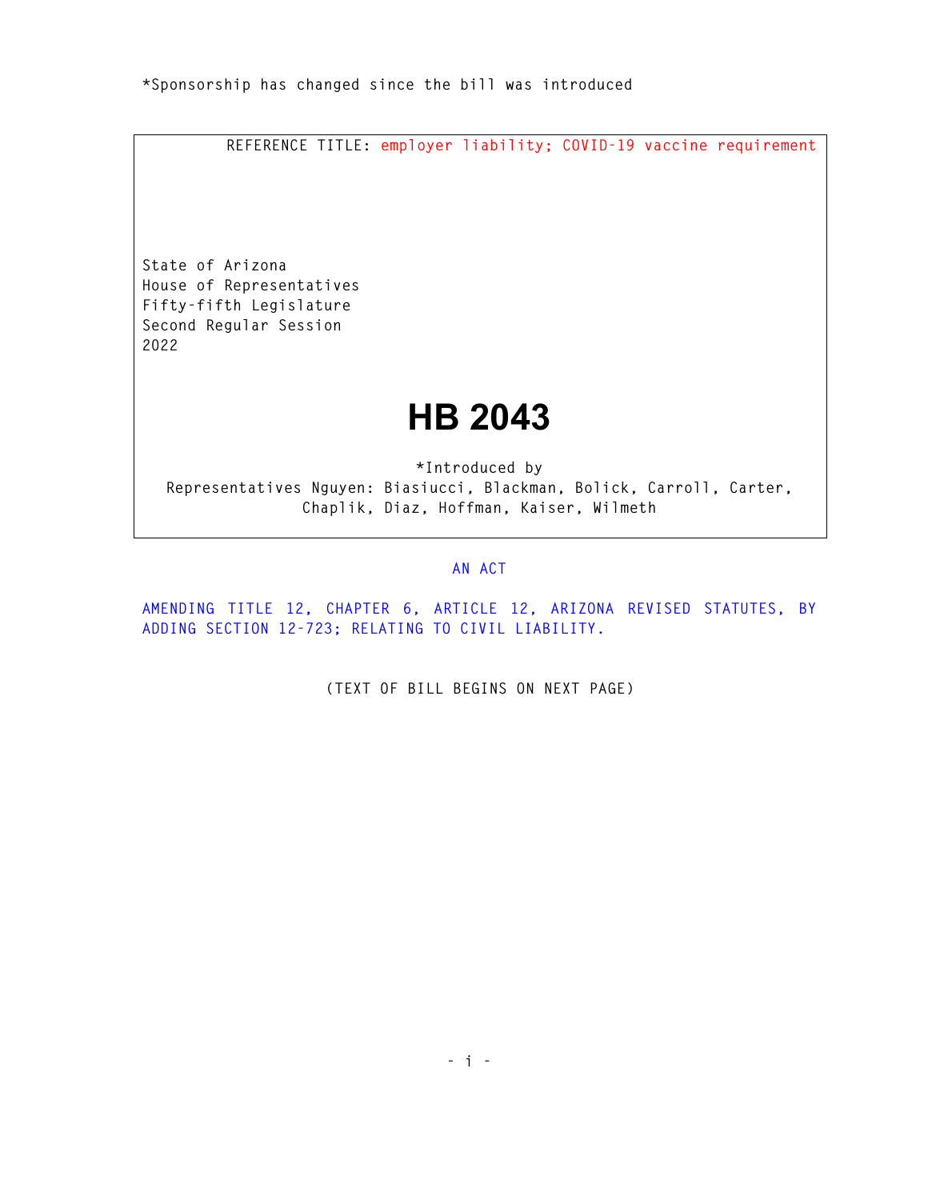*Sponsorship has changed since the bill was introduced

REFERENCE TITLE: employer liability; COVID-19 vaccine requirement

State of Arizona
House of Representatives
Fifty-fifth Legislature
Second Regular Session
2022

# HB 2043

*Introduced by
Representatives Nguyen: Biasiucci, Blackman, Bolick, Carroll, Carter, Chaplik, Diaz, Hoffman, Kaiser, Wilmeth

AN ACT

AMENDING TITLE 12, CHAPTER 6, ARTICLE 12, ARIZONA REVISED STATUTES, BY ADDING SECTION 12-723; RELATING TO CIVIL LIABILITY.

(TEXT OF BILL BEGINS ON NEXT PAGE)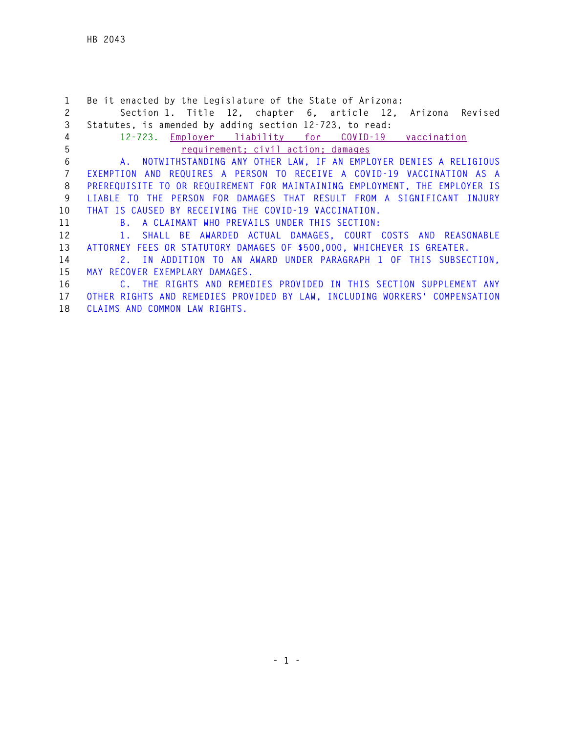Be it enacted by the Legislature of the State of Arizona:

Section 1. Title 12, chapter 6, article 12, Arizona Revised Statutes, is amended by adding section 12-723, to read:

12-723. Employer liability for COVID-19 vaccination requirement; civil action; damages

A. NOTWITHSTANDING ANY OTHER LAW, IF AN EMPLOYER DENIES A RELIGIOUS EXEMPTION AND REQUIRES A PERSON TO RECEIVE A COVID-19 VACCINATION AS A PREREQUISITE TO OR REQUIREMENT FOR MAINTAINING EMPLOYMENT, THE EMPLOYER IS LIABLE TO THE PERSON FOR DAMAGES THAT RESULT FROM A SIGNIFICANT INJURY THAT IS CAUSED BY RECEIVING THE COVID-19 VACCINATION.

B. A CLAIMANT WHO PREVAILS UNDER THIS SECTION:

1. SHALL BE AWARDED ACTUAL DAMAGES, COURT COSTS AND REASONABLE ATTORNEY FEES OR STATUTORY DAMAGES OF $500,000, WHICHEVER IS GREATER.

2. IN ADDITION TO AN AWARD UNDER PARAGRAPH 1 OF THIS SUBSECTION, MAY RECOVER EXEMPLARY DAMAGES.

C. THE RIGHTS AND REMEDIES PROVIDED IN THIS SECTION SUPPLEMENT ANY OTHER RIGHTS AND REMEDIES PROVIDED BY LAW, INCLUDING WORKERS' COMPENSATION CLAIMS AND COMMON LAW RIGHTS.